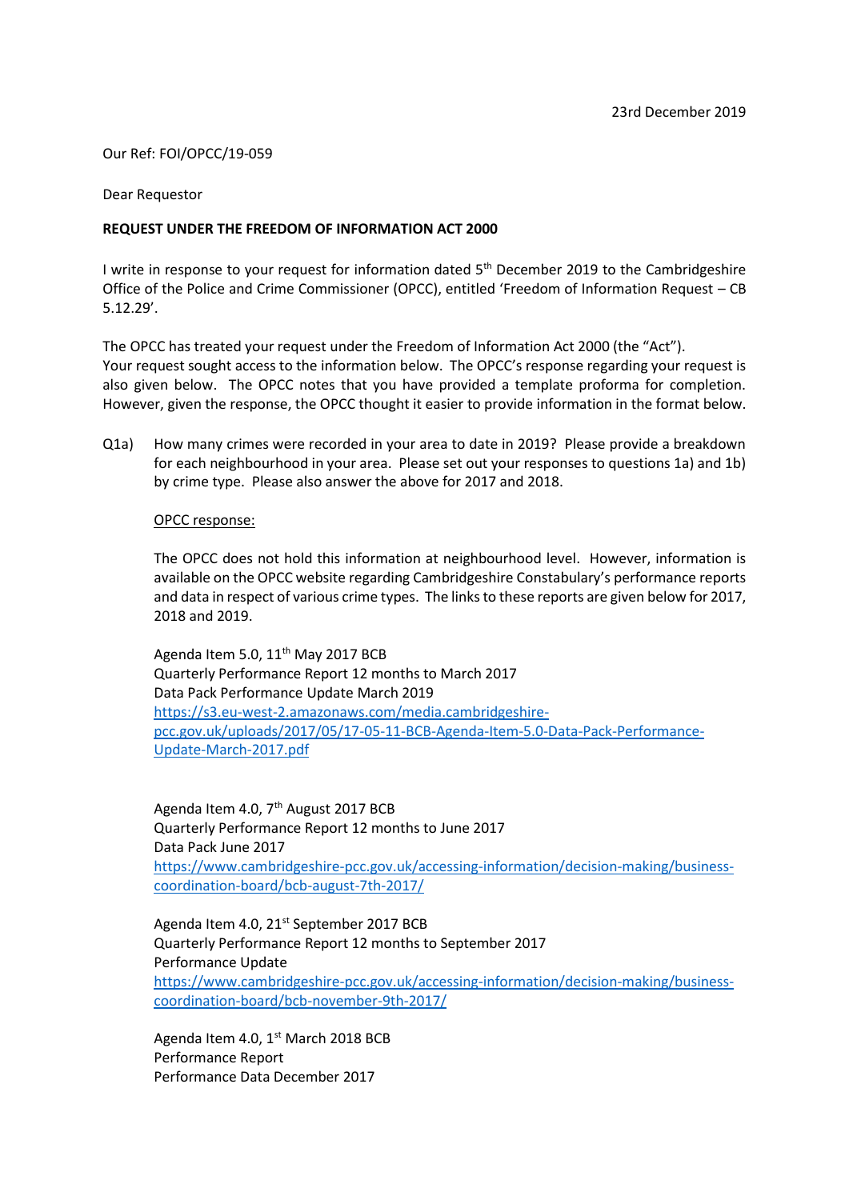23rd December 2019

Our Ref: FOI/OPCC/19-059

Dear Requestor

**REQUEST UNDER THE FREEDOM OF INFORMATION ACT 2000**

I write in response to your request for information dated 5th December 2019 to the Cambridgeshire Office of the Police and Crime Commissioner (OPCC), entitled 'Freedom of Information Request – CB 5.12.29'.

The OPCC has treated your request under the Freedom of Information Act 2000 (the "Act"). Your request sought access to the information below. The OPCC's response regarding your request is also given below. The OPCC notes that you have provided a template proforma for completion. However, given the response, the OPCC thought it easier to provide information in the format below.

Q1a) How many crimes were recorded in your area to date in 2019? Please provide a breakdown for each neighbourhood in your area. Please set out your responses to questions 1a) and 1b) by crime type. Please also answer the above for 2017 and 2018.

OPCC response:

The OPCC does not hold this information at neighbourhood level. However, information is available on the OPCC website regarding Cambridgeshire Constabulary's performance reports and data in respect of various crime types. The links to these reports are given below for 2017, 2018 and 2019.

Agenda Item 5.0, 11th May 2017 BCB
Quarterly Performance Report 12 months to March 2017
Data Pack Performance Update March 2019
https://s3.eu-west-2.amazonaws.com/media.cambridgeshire-pcc.gov.uk/uploads/2017/05/17-05-11-BCB-Agenda-Item-5.0-Data-Pack-Performance-Update-March-2017.pdf

Agenda Item 4.0, 7th August 2017 BCB
Quarterly Performance Report 12 months to June 2017
Data Pack June 2017
https://www.cambridgeshire-pcc.gov.uk/accessing-information/decision-making/business-coordination-board/bcb-august-7th-2017/

Agenda Item 4.0, 21st September 2017 BCB
Quarterly Performance Report 12 months to September 2017
Performance Update
https://www.cambridgeshire-pcc.gov.uk/accessing-information/decision-making/business-coordination-board/bcb-november-9th-2017/

Agenda Item 4.0, 1st March 2018 BCB
Performance Report
Performance Data December 2017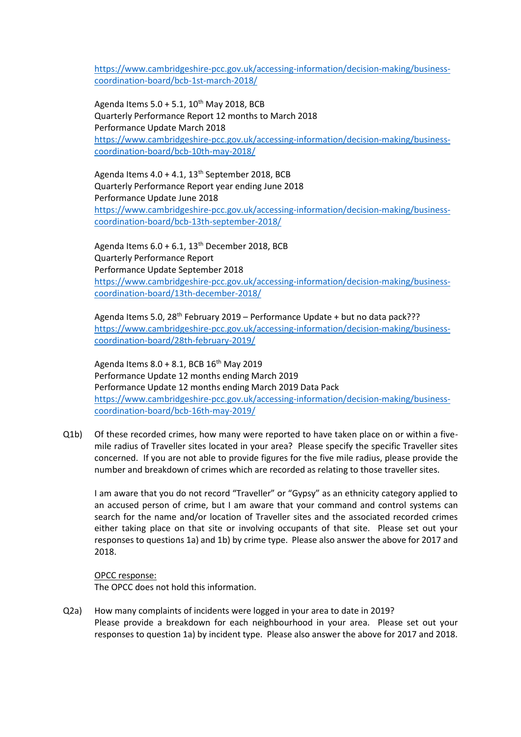https://www.cambridgeshire-pcc.gov.uk/accessing-information/decision-making/business-coordination-board/bcb-1st-march-2018/

Agenda Items 5.0 + 5.1, 10th May 2018, BCB
Quarterly Performance Report 12 months to March 2018
Performance Update March 2018
https://www.cambridgeshire-pcc.gov.uk/accessing-information/decision-making/business-coordination-board/bcb-10th-may-2018/

Agenda Items 4.0 + 4.1, 13th September 2018, BCB
Quarterly Performance Report year ending June 2018
Performance Update June 2018
https://www.cambridgeshire-pcc.gov.uk/accessing-information/decision-making/business-coordination-board/bcb-13th-september-2018/

Agenda Items 6.0 + 6.1, 13th December 2018, BCB
Quarterly Performance Report
Performance Update September 2018
https://www.cambridgeshire-pcc.gov.uk/accessing-information/decision-making/business-coordination-board/13th-december-2018/

Agenda Items 5.0, 28th February 2019 – Performance Update + but no data pack???
https://www.cambridgeshire-pcc.gov.uk/accessing-information/decision-making/business-coordination-board/28th-february-2019/

Agenda Items 8.0 + 8.1, BCB 16th May 2019
Performance Update 12 months ending March 2019
Performance Update 12 months ending March 2019 Data Pack
https://www.cambridgeshire-pcc.gov.uk/accessing-information/decision-making/business-coordination-board/bcb-16th-may-2019/

Q1b) Of these recorded crimes, how many were reported to have taken place on or within a five-mile radius of Traveller sites located in your area? Please specify the specific Traveller sites concerned. If you are not able to provide figures for the five mile radius, please provide the number and breakdown of crimes which are recorded as relating to those traveller sites.

I am aware that you do not record "Traveller" or "Gypsy" as an ethnicity category applied to an accused person of crime, but I am aware that your command and control systems can search for the name and/or location of Traveller sites and the associated recorded crimes either taking place on that site or involving occupants of that site. Please set out your responses to questions 1a) and 1b) by crime type. Please also answer the above for 2017 and 2018.

OPCC response:
The OPCC does not hold this information.

Q2a) How many complaints of incidents were logged in your area to date in 2019? Please provide a breakdown for each neighbourhood in your area. Please set out your responses to question 1a) by incident type. Please also answer the above for 2017 and 2018.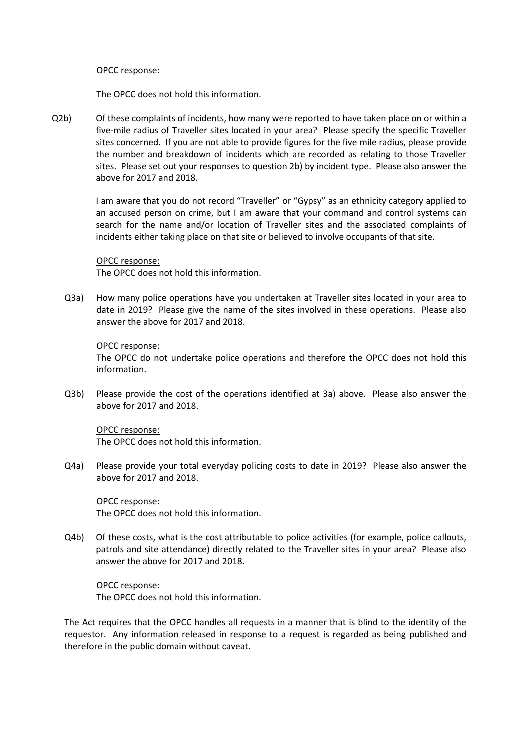<u>OPCC response:</u>

The OPCC does not hold this information.

Q2b) Of these complaints of incidents, how many were reported to have taken place on or within a five-mile radius of Traveller sites located in your area? Please specify the specific Traveller sites concerned. If you are not able to provide figures for the five mile radius, please provide the number and breakdown of incidents which are recorded as relating to those Traveller sites. Please set out your responses to question 2b) by incident type. Please also answer the above for 2017 and 2018.

I am aware that you do not record "Traveller" or "Gypsy" as an ethnicity category applied to an accused person on crime, but I am aware that your command and control systems can search for the name and/or location of Traveller sites and the associated complaints of incidents either taking place on that site or believed to involve occupants of that site.

<u>OPCC response:</u>
The OPCC does not hold this information.

Q3a) How many police operations have you undertaken at Traveller sites located in your area to date in 2019? Please give the name of the sites involved in these operations. Please also answer the above for 2017 and 2018.

<u>OPCC response:</u>
The OPCC do not undertake police operations and therefore the OPCC does not hold this information.

Q3b) Please provide the cost of the operations identified at 3a) above. Please also answer the above for 2017 and 2018.

<u>OPCC response:</u>
The OPCC does not hold this information.

Q4a) Please provide your total everyday policing costs to date in 2019? Please also answer the above for 2017 and 2018.

<u>OPCC response:</u>
The OPCC does not hold this information.

Q4b) Of these costs, what is the cost attributable to police activities (for example, police callouts, patrols and site attendance) directly related to the Traveller sites in your area? Please also answer the above for 2017 and 2018.

<u>OPCC response:</u>
The OPCC does not hold this information.

The Act requires that the OPCC handles all requests in a manner that is blind to the identity of the requestor. Any information released in response to a request is regarded as being published and therefore in the public domain without caveat.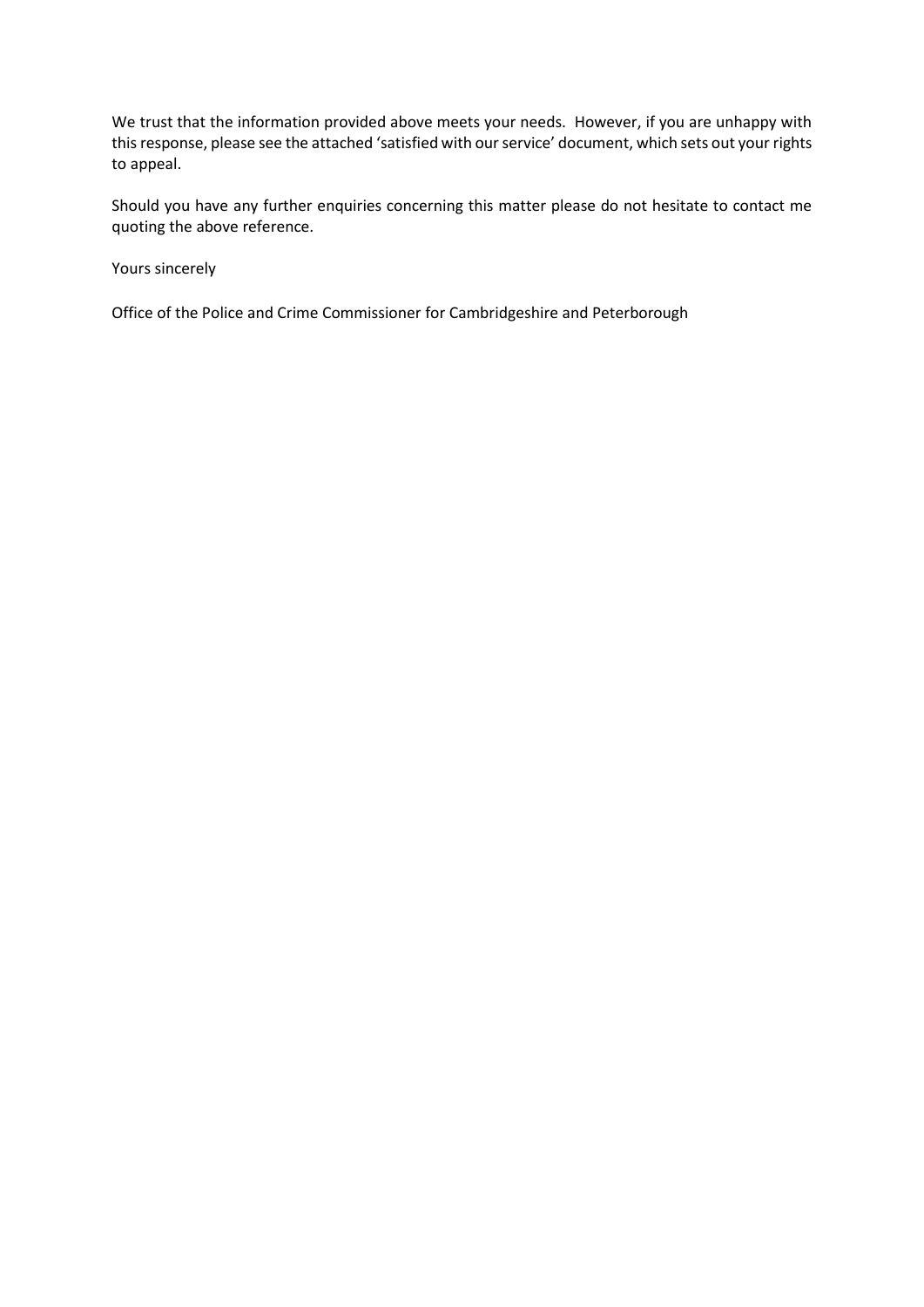We trust that the information provided above meets your needs. However, if you are unhappy with this response, please see the attached 'satisfied with our service' document, which sets out your rights to appeal.

Should you have any further enquiries concerning this matter please do not hesitate to contact me quoting the above reference.

Yours sincerely

Office of the Police and Crime Commissioner for Cambridgeshire and Peterborough